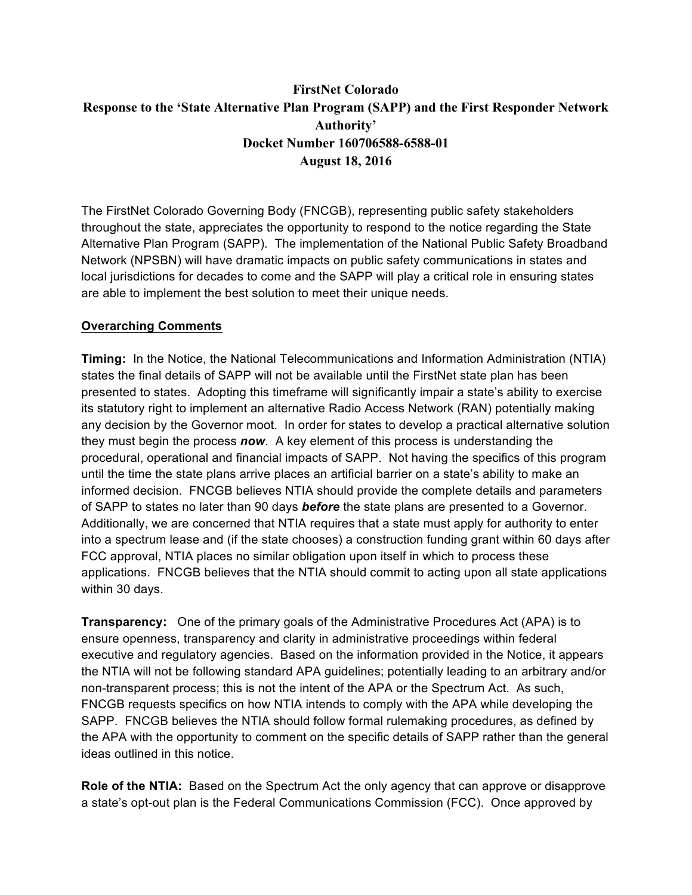**FirstNet Colorado**
**Response to the 'State Alternative Plan Program (SAPP) and the First Responder Network Authority'**
**Docket Number 160706588-6588-01**
**August 18, 2016**

The FirstNet Colorado Governing Body (FNCGB), representing public safety stakeholders throughout the state, appreciates the opportunity to respond to the notice regarding the State Alternative Plan Program (SAPP). The implementation of the National Public Safety Broadband Network (NPSBN) will have dramatic impacts on public safety communications in states and local jurisdictions for decades to come and the SAPP will play a critical role in ensuring states are able to implement the best solution to meet their unique needs.

## Overarching Comments

**Timing:** In the Notice, the National Telecommunications and Information Administration (NTIA) states the final details of SAPP will not be available until the FirstNet state plan has been presented to states. Adopting this timeframe will significantly impair a state's ability to exercise its statutory right to implement an alternative Radio Access Network (RAN) potentially making any decision by the Governor moot. In order for states to develop a practical alternative solution they must begin the process ***now***. A key element of this process is understanding the procedural, operational and financial impacts of SAPP. Not having the specifics of this program until the time the state plans arrive places an artificial barrier on a state's ability to make an informed decision. FNCGB believes NTIA should provide the complete details and parameters of SAPP to states no later than 90 days ***before*** the state plans are presented to a Governor. Additionally, we are concerned that NTIA requires that a state must apply for authority to enter into a spectrum lease and (if the state chooses) a construction funding grant within 60 days after FCC approval, NTIA places no similar obligation upon itself in which to process these applications. FNCGB believes that the NTIA should commit to acting upon all state applications within 30 days.

**Transparency:** One of the primary goals of the Administrative Procedures Act (APA) is to ensure openness, transparency and clarity in administrative proceedings within federal executive and regulatory agencies. Based on the information provided in the Notice, it appears the NTIA will not be following standard APA guidelines; potentially leading to an arbitrary and/or non-transparent process; this is not the intent of the APA or the Spectrum Act. As such, FNCGB requests specifics on how NTIA intends to comply with the APA while developing the SAPP. FNCGB believes the NTIA should follow formal rulemaking procedures, as defined by the APA with the opportunity to comment on the specific details of SAPP rather than the general ideas outlined in this notice.

**Role of the NTIA:** Based on the Spectrum Act the only agency that can approve or disapprove a state's opt-out plan is the Federal Communications Commission (FCC). Once approved by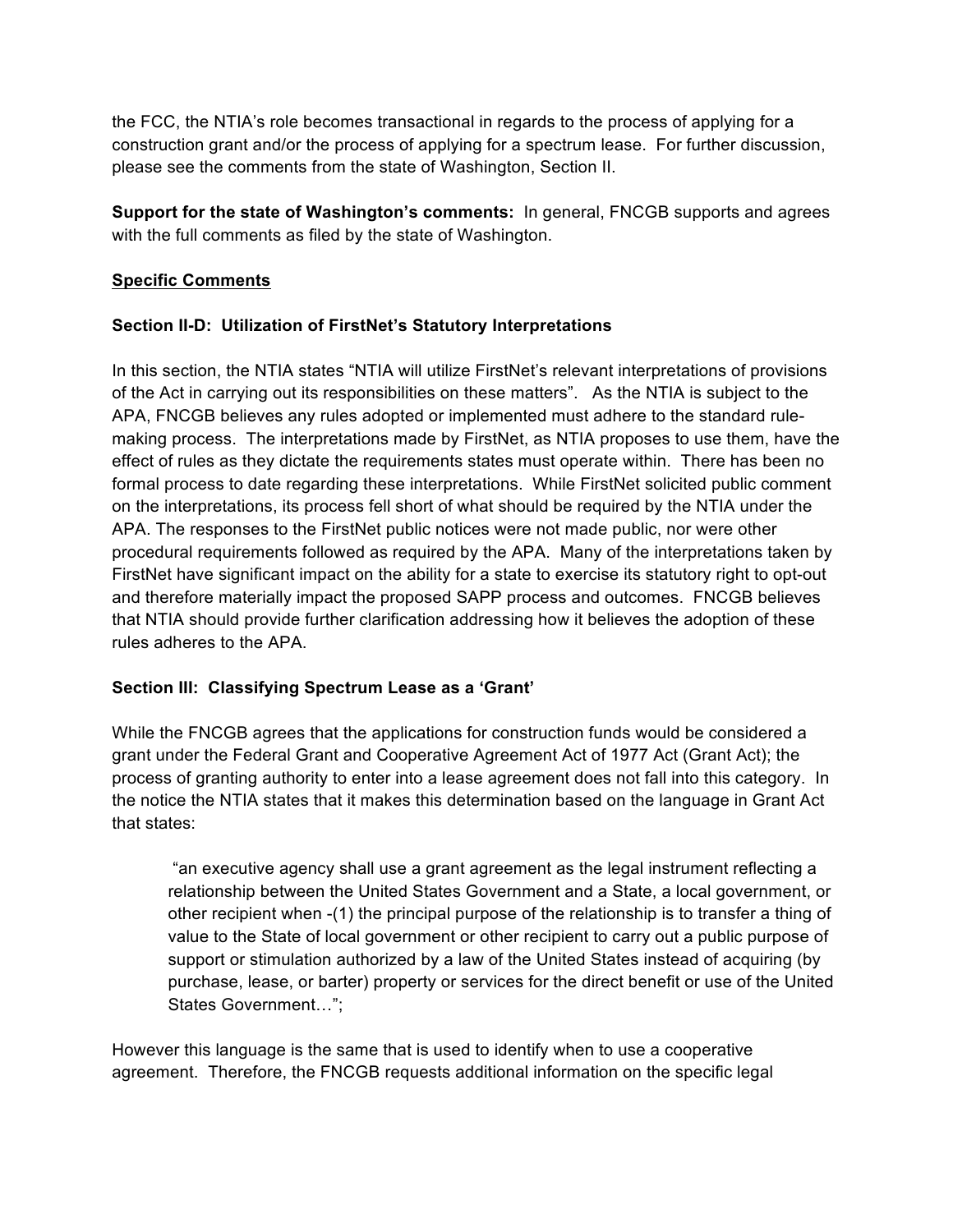the FCC, the NTIA's role becomes transactional in regards to the process of applying for a construction grant and/or the process of applying for a spectrum lease. For further discussion, please see the comments from the state of Washington, Section II.

**Support for the state of Washington's comments:** In general, FNCGB supports and agrees with the full comments as filed by the state of Washington.

## Specific Comments

### Section II-D: Utilization of FirstNet's Statutory Interpretations

In this section, the NTIA states "NTIA will utilize FirstNet's relevant interpretations of provisions of the Act in carrying out its responsibilities on these matters". As the NTIA is subject to the APA, FNCGB believes any rules adopted or implemented must adhere to the standard rule-making process. The interpretations made by FirstNet, as NTIA proposes to use them, have the effect of rules as they dictate the requirements states must operate within. There has been no formal process to date regarding these interpretations. While FirstNet solicited public comment on the interpretations, its process fell short of what should be required by the NTIA under the APA. The responses to the FirstNet public notices were not made public, nor were other procedural requirements followed as required by the APA. Many of the interpretations taken by FirstNet have significant impact on the ability for a state to exercise its statutory right to opt-out and therefore materially impact the proposed SAPP process and outcomes. FNCGB believes that NTIA should provide further clarification addressing how it believes the adoption of these rules adheres to the APA.

### Section III: Classifying Spectrum Lease as a 'Grant'

While the FNCGB agrees that the applications for construction funds would be considered a grant under the Federal Grant and Cooperative Agreement Act of 1977 Act (Grant Act); the process of granting authority to enter into a lease agreement does not fall into this category. In the notice the NTIA states that it makes this determination based on the language in Grant Act that states:

> "an executive agency shall use a grant agreement as the legal instrument reflecting a relationship between the United States Government and a State, a local government, or other recipient when -(1) the principal purpose of the relationship is to transfer a thing of value to the State of local government or other recipient to carry out a public purpose of support or stimulation authorized by a law of the United States instead of acquiring (by purchase, lease, or barter) property or services for the direct benefit or use of the United States Government…";

However this language is the same that is used to identify when to use a cooperative agreement. Therefore, the FNCGB requests additional information on the specific legal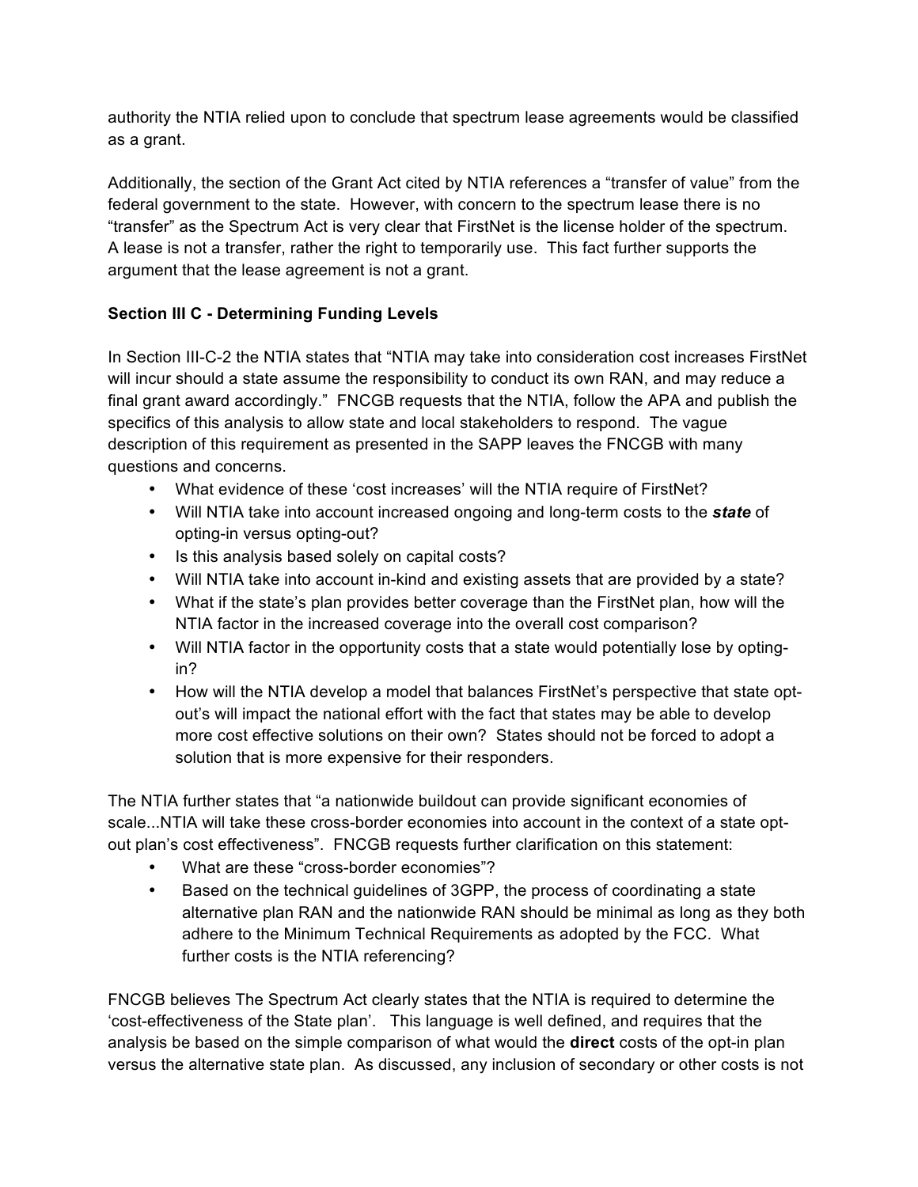authority the NTIA relied upon to conclude that spectrum lease agreements would be classified as a grant.

Additionally, the section of the Grant Act cited by NTIA references a "transfer of value" from the federal government to the state. However, with concern to the spectrum lease there is no "transfer" as the Spectrum Act is very clear that FirstNet is the license holder of the spectrum. A lease is not a transfer, rather the right to temporarily use. This fact further supports the argument that the lease agreement is not a grant.

**Section III C - Determining Funding Levels**

In Section III-C-2 the NTIA states that "NTIA may take into consideration cost increases FirstNet will incur should a state assume the responsibility to conduct its own RAN, and may reduce a final grant award accordingly." FNCGB requests that the NTIA, follow the APA and publish the specifics of this analysis to allow state and local stakeholders to respond. The vague description of this requirement as presented in the SAPP leaves the FNCGB with many questions and concerns.

- What evidence of these 'cost increases' will the NTIA require of FirstNet?
- Will NTIA take into account increased ongoing and long-term costs to the ***state*** of opting-in versus opting-out?
- Is this analysis based solely on capital costs?
- Will NTIA take into account in-kind and existing assets that are provided by a state?
- What if the state's plan provides better coverage than the FirstNet plan, how will the NTIA factor in the increased coverage into the overall cost comparison?
- Will NTIA factor in the opportunity costs that a state would potentially lose by opting-in?
- How will the NTIA develop a model that balances FirstNet's perspective that state opt-out's will impact the national effort with the fact that states may be able to develop more cost effective solutions on their own? States should not be forced to adopt a solution that is more expensive for their responders.

The NTIA further states that "a nationwide buildout can provide significant economies of scale...NTIA will take these cross-border economies into account in the context of a state opt-out plan's cost effectiveness". FNCGB requests further clarification on this statement:

- What are these "cross-border economies"?
- Based on the technical guidelines of 3GPP, the process of coordinating a state alternative plan RAN and the nationwide RAN should be minimal as long as they both adhere to the Minimum Technical Requirements as adopted by the FCC. What further costs is the NTIA referencing?

FNCGB believes The Spectrum Act clearly states that the NTIA is required to determine the 'cost-effectiveness of the State plan'. This language is well defined, and requires that the analysis be based on the simple comparison of what would the **direct** costs of the opt-in plan versus the alternative state plan. As discussed, any inclusion of secondary or other costs is not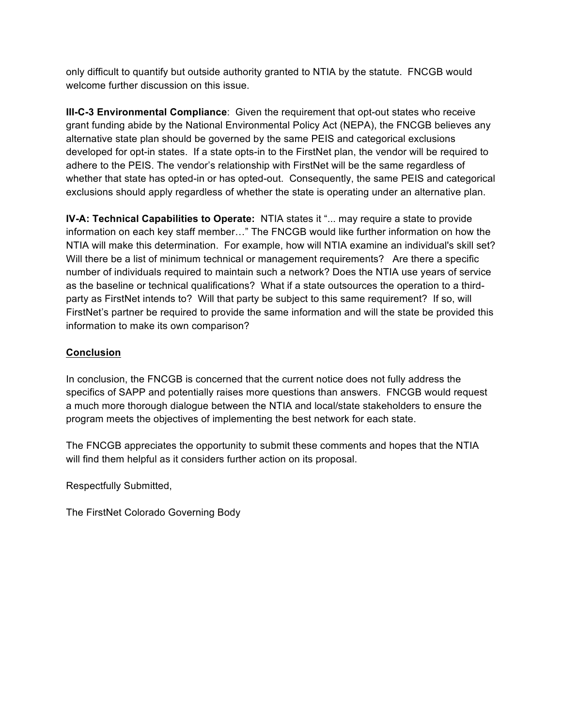only difficult to quantify but outside authority granted to NTIA by the statute. FNCGB would welcome further discussion on this issue.

**III-C-3 Environmental Compliance**: Given the requirement that opt-out states who receive grant funding abide by the National Environmental Policy Act (NEPA), the FNCGB believes any alternative state plan should be governed by the same PEIS and categorical exclusions developed for opt-in states. If a state opts-in to the FirstNet plan, the vendor will be required to adhere to the PEIS. The vendor's relationship with FirstNet will be the same regardless of whether that state has opted-in or has opted-out. Consequently, the same PEIS and categorical exclusions should apply regardless of whether the state is operating under an alternative plan.

**IV-A: Technical Capabilities to Operate:** NTIA states it "... may require a state to provide information on each key staff member…" The FNCGB would like further information on how the NTIA will make this determination. For example, how will NTIA examine an individual's skill set? Will there be a list of minimum technical or management requirements? Are there a specific number of individuals required to maintain such a network? Does the NTIA use years of service as the baseline or technical qualifications? What if a state outsources the operation to a third-party as FirstNet intends to? Will that party be subject to this same requirement? If so, will FirstNet's partner be required to provide the same information and will the state be provided this information to make its own comparison?

## Conclusion

In conclusion, the FNCGB is concerned that the current notice does not fully address the specifics of SAPP and potentially raises more questions than answers. FNCGB would request a much more thorough dialogue between the NTIA and local/state stakeholders to ensure the program meets the objectives of implementing the best network for each state.

The FNCGB appreciates the opportunity to submit these comments and hopes that the NTIA will find them helpful as it considers further action on its proposal.

Respectfully Submitted,

The FirstNet Colorado Governing Body